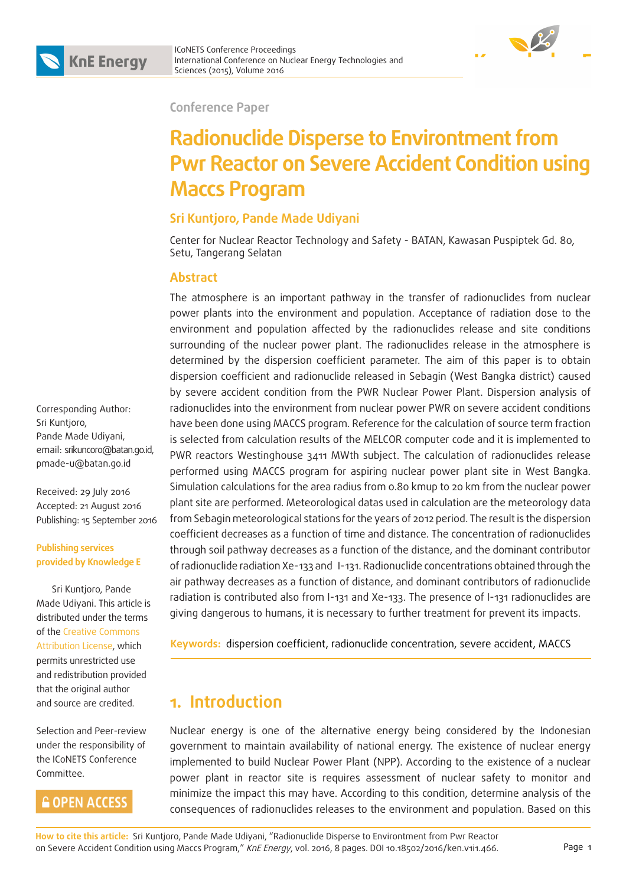Conference Paper

# Radionuclide Disperse to Environtment from Pwr Reactor on Severe Accident Condition using Maccs Program

**Sri Kuntjoro, Pande Made Udiyani**

Center for Nuclear Reactor Technology and Safety - BATAN, Kawasan Puspiptek Gd. 80, Setu, Tangerang Selatan

## Abstract

The atmosphere is an important pathway in the transfer of radionuclides from nuclear power plants into the environment and population. Acceptance of radiation dose to the environment and population affected by the radionuclides release and site conditions surrounding of the nuclear power plant. The radionuclides release in the atmosphere is determined by the dispersion coefficient parameter. The aim of this paper is to obtain dispersion coefficient and radionuclide released in Sebagin (West Bangka district) caused by severe accident condition from the PWR Nuclear Power Plant. Dispersion analysis of radionuclides into the environment from nuclear power PWR on severe accident conditions have been done using MACCS program. Reference for the calculation of source term fraction is selected from calculation results of the MELCOR computer code and it is implemented to PWR reactors Westinghouse 3411 MWth subject. The calculation of radionuclides release performed using MACCS program for aspiring nuclear power plant site in West Bangka. Simulation calculations for the area radius from 0.80 kmup to 20 km from the nuclear power plant site are performed. Meteorological datas used in calculation are the meteorology data from Sebagin meteorological stations for the years of 2012 period. The result is the dispersion coefficient decreases as a function of time and distance. The concentration of radionuclides through soil pathway decreases as a function of the distance, and the dominant contributor of radionuclide radiation Xe-133 and I-131. Radionuclide concentrations obtained through the air pathway decreases as a function of distance, and dominant contributors of radionuclide radiation is contributed also from I-131 and Xe-133. The presence of I-131 radionuclides are giving dangerous to humans, it is necessary to further treatment for prevent its impacts.

**Keywords:** dispersion coefficient, radionuclide concentration, severe accident, MACCS

Corresponding Author: Sri Kuntjoro, Pande Made Udiyani, email: srikuncoro@batan.go.id, pmade-u@batan.go.id

Received: 29 July 2016
Accepted: 21 August 2016
Publishing: 15 September 2016

**Publishing services provided by Knowledge E**

Sri Kuntjoro, Pande Made Udiyani. This article is distributed under the terms of the Creative Commons Attribution License, which permits unrestricted use and redistribution provided that the original author and source are credited.

Selection and Peer-review under the responsibility of the ICoNETS Conference Committee.

OPEN ACCESS

## 1. Introduction

Nuclear energy is one of the alternative energy being considered by the Indonesian government to maintain availability of national energy. The existence of nuclear energy implemented to build Nuclear Power Plant (NPP). According to the existence of a nuclear power plant in reactor site is requires assessment of nuclear safety to monitor and minimize the impact this may have. According to this condition, determine analysis of the consequences of radionuclides releases to the environment and population. Based on this

**How to cite this article:** Sri Kuntjoro, Pande Made Udiyani, "Radionuclide Disperse to Environtment from Pwr Reactor on Severe Accident Condition using Maccs Program," *KnE Energy*, vol. 2016, 8 pages. DOI 10.18502/2016/ken.v1i1.466.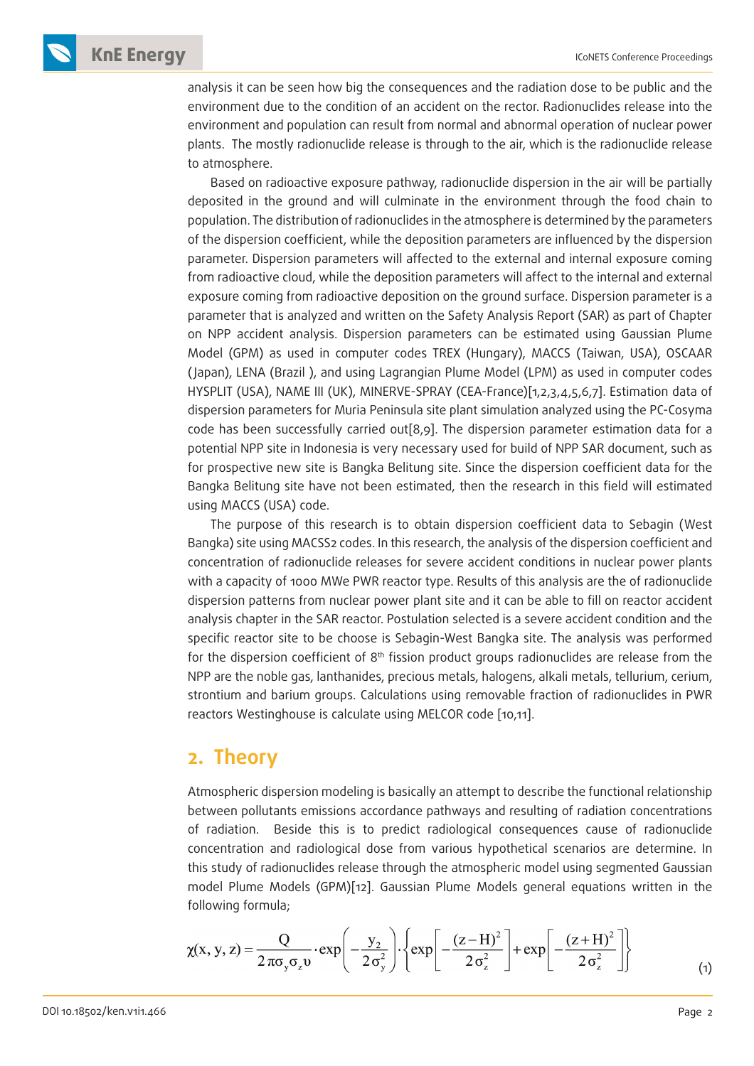analysis it can be seen how big the consequences and the radiation dose to be public and the environment due to the condition of an accident on the rector. Radionuclides release into the environment and population can result from normal and abnormal operation of nuclear power plants. The mostly radionuclide release is through to the air, which is the radionuclide release to atmosphere.

Based on radioactive exposure pathway, radionuclide dispersion in the air will be partially deposited in the ground and will culminate in the environment through the food chain to population. The distribution of radionuclides in the atmosphere is determined by the parameters of the dispersion coefficient, while the deposition parameters are influenced by the dispersion parameter. Dispersion parameters will affected to the external and internal exposure coming from radioactive cloud, while the deposition parameters will affect to the internal and external exposure coming from radioactive deposition on the ground surface. Dispersion parameter is a parameter that is analyzed and written on the Safety Analysis Report (SAR) as part of Chapter on NPP accident analysis. Dispersion parameters can be estimated using Gaussian Plume Model (GPM) as used in computer codes TREX (Hungary), MACCS (Taiwan, USA), OSCAAR (Japan), LENA (Brazil ), and using Lagrangian Plume Model (LPM) as used in computer codes HYSPLIT (USA), NAME III (UK), MINERVE-SPRAY (CEA-France)[1,2,3,4,5,6,7]. Estimation data of dispersion parameters for Muria Peninsula site plant simulation analyzed using the PC-Cosyma code has been successfully carried out[8,9]. The dispersion parameter estimation data for a potential NPP site in Indonesia is very necessary used for build of NPP SAR document, such as for prospective new site is Bangka Belitung site. Since the dispersion coefficient data for the Bangka Belitung site have not been estimated, then the research in this field will estimated using MACCS (USA) code.

The purpose of this research is to obtain dispersion coefficient data to Sebagin (West Bangka) site using MACSS2 codes. In this research, the analysis of the dispersion coefficient and concentration of radionuclide releases for severe accident conditions in nuclear power plants with a capacity of 1000 MWe PWR reactor type. Results of this analysis are the of radionuclide dispersion patterns from nuclear power plant site and it can be able to fill on reactor accident analysis chapter in the SAR reactor. Postulation selected is a severe accident condition and the specific reactor site to be choose is Sebagin-West Bangka site. The analysis was performed for the dispersion coefficient of 8$^{th}$ fission product groups radionuclides are release from the NPP are the noble gas, lanthanides, precious metals, halogens, alkali metals, tellurium, cerium, strontium and barium groups. Calculations using removable fraction of radionuclides in PWR reactors Westinghouse is calculate using MELCOR code [10,11].

## 2. Theory

Atmospheric dispersion modeling is basically an attempt to describe the functional relationship between pollutants emissions accordance pathways and resulting of radiation concentrations of radiation. Beside this is to predict radiological consequences cause of radionuclide concentration and radiological dose from various hypothetical scenarios are determine. In this study of radionuclides release through the atmospheric model using segmented Gaussian model Plume Models (GPM)[12]. Gaussian Plume Models general equations written in the following formula;

$$\chi(x, y, z) = \frac{Q}{2\pi\sigma_y\sigma_z\upsilon} \cdot \exp\left(-\frac{y_2}{2\sigma_y^2}\right) \cdot \left\{\exp\left[-\frac{(z-H)^2}{2\sigma_z^2}\right] + \exp\left[-\frac{(z+H)^2}{2\sigma_z^2}\right]\right\} \tag{1}$$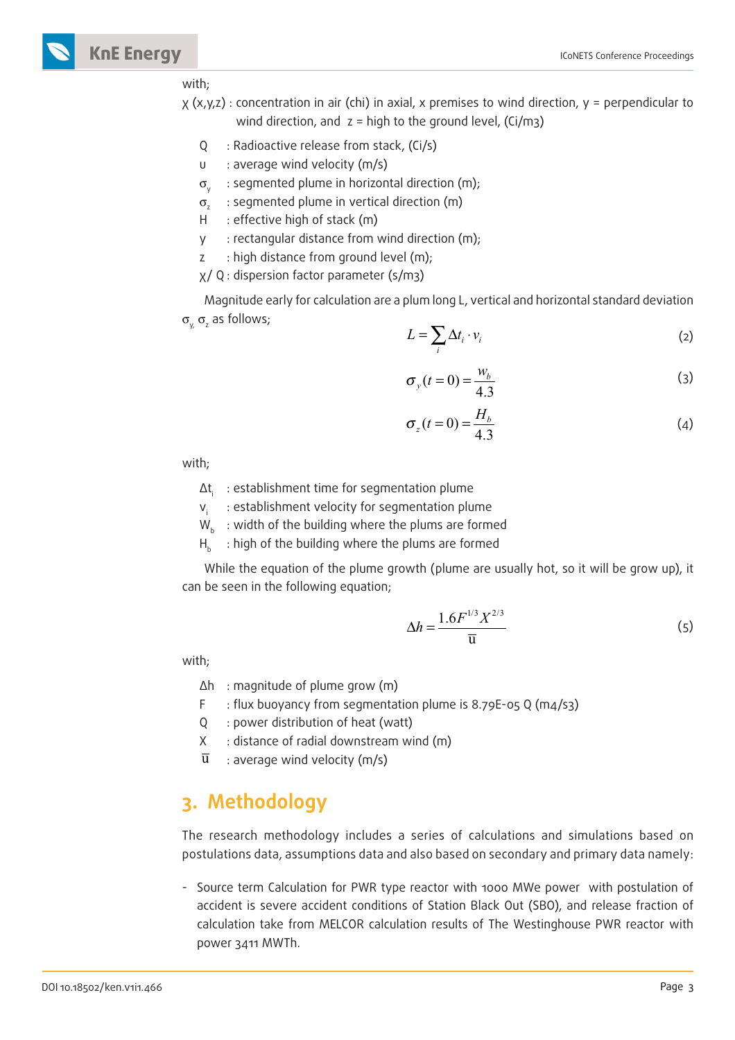with;

χ (x,y,z) : concentration in air (chi) in axial, x premises to wind direction, y = perpendicular to wind direction, and z = high to the ground level, (Ci/m3)

- Q : Radioactive release from stack, (Ci/s)
- u : average wind velocity (m/s)
- $\sigma_y$ : segmented plume in horizontal direction (m);
- $\sigma_z$ : segmented plume in vertical direction (m)
- H : effective high of stack (m)
- y : rectangular distance from wind direction (m);
- z : high distance from ground level (m);
- χ/ Q : dispersion factor parameter (s/m3)

Magnitude early for calculation are a plum long L, vertical and horizontal standard deviation $\sigma_y$, $\sigma_z$ as follows;

$$L = \sum_i \Delta t_i \cdot v_i \tag{2}$$

$$\sigma_y (t = 0) = \frac{w_b}{4.3} \tag{3}$$

$$\sigma_z (t = 0) = \frac{H_b}{4.3} \tag{4}$$

with;

- $\Delta t_i$ : establishment time for segmentation plume
- $v_i$ : establishment velocity for segmentation plume
- $W_b$ : width of the building where the plums are formed
- $H_b$ : high of the building where the plums are formed

While the equation of the plume growth (plume are usually hot, so it will be grow up), it can be seen in the following equation;

$$\Delta h = \frac{1.6 F^{1/3} X^{2/3}}{\bar{u}} \tag{5}$$

with;

- $\Delta h$ : magnitude of plume grow (m)
- F : flux buoyancy from segmentation plume is 8.79E-05 Q (m4/s3)
- Q : power distribution of heat (watt)
- X : distance of radial downstream wind (m)
- $\bar{u}$ : average wind velocity (m/s)

## 3. Methodology

The research methodology includes a series of calculations and simulations based on postulations data, assumptions data and also based on secondary and primary data namely:

- Source term Calculation for PWR type reactor with 1000 MWe power with postulation of accident is severe accident conditions of Station Black Out (SBO), and release fraction of calculation take from MELCOR calculation results of The Westinghouse PWR reactor with power 3411 MWTh.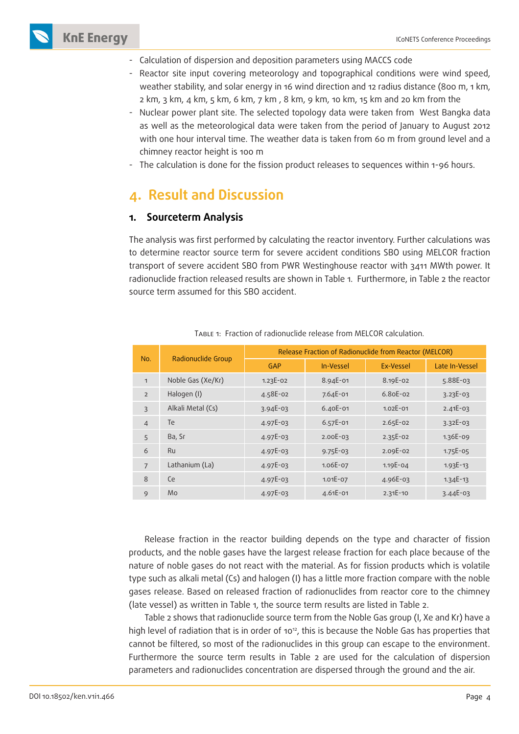- Calculation of dispersion and deposition parameters using MACCS code
- Reactor site input covering meteorology and topographical conditions were wind speed, weather stability, and solar energy in 16 wind direction and 12 radius distance (800 m, 1 km, 2 km, 3 km, 4 km, 5 km, 6 km, 7 km , 8 km, 9 km, 10 km, 15 km and 20 km from the
- Nuclear power plant site. The selected topology data were taken from West Bangka data as well as the meteorological data were taken from the period of January to August 2012 with one hour interval time. The weather data is taken from 60 m from ground level and a chimney reactor height is 100 m
- The calculation is done for the fission product releases to sequences within 1-96 hours.

# 4. Result and Discussion

## 1. Sourceterm Analysis

The analysis was first performed by calculating the reactor inventory. Further calculations was to determine reactor source term for severe accident conditions SBO using MELCOR fraction transport of severe accident SBO from PWR Westinghouse reactor with 3411 MWth power. It radionuclide fraction released results are shown in Table 1. Furthermore, in Table 2 the reactor source term assumed for this SBO accident.

Table 1: Fraction of radionuclide release from MELCOR calculation.

| No. | Radionuclide Group | Release Fraction of Radionuclide from Reactor (MELCOR) | | | |
|---|---|---|---|---|---|
| | | GAP | In-Vessel | Ex-Vessel | Late In-Vessel |
| 1 | Noble Gas (Xe/Kr) | 1.23E-02 | 8.94E-01 | 8.19E-02 | 5.88E-03 |
| 2 | Halogen (I) | 4.58E-02 | 7.64E-01 | 6.80E-02 | 3.23E-03 |
| 3 | Alkali Metal (Cs) | 3.94E-03 | 6.40E-01 | 1.02E-01 | 2.41E-03 |
| 4 | Te | 4.97E-03 | 6.57E-01 | 2.65E-02 | 3.32E-03 |
| 5 | Ba, Sr | 4.97E-03 | 2.00E-03 | 2.35E-02 | 1.36E-09 |
| 6 | Ru | 4.97E-03 | 9.75E-03 | 2.09E-02 | 1.75E-05 |
| 7 | Lathanium (La) | 4.97E-03 | 1.06E-07 | 1.19E-04 | 1.93E-13 |
| 8 | Ce | 4.97E-03 | 1.01E-07 | 4.96E-03 | 1.34E-13 |
| 9 | Mo | 4.97E-03 | 4.61E-01 | 2.31E-10 | 3.44E-03 |

Release fraction in the reactor building depends on the type and character of fission products, and the noble gases have the largest release fraction for each place because of the nature of noble gases do not react with the material. As for fission products which is volatile type such as alkali metal (Cs) and halogen (I) has a little more fraction compare with the noble gases release. Based on released fraction of radionuclides from reactor core to the chimney (late vessel) as written in Table 1, the source term results are listed in Table 2.

Table 2 shows that radionuclide source term from the Noble Gas group (I, Xe and Kr) have a high level of radiation that is in order of $10^{12}$, this is because the Noble Gas has properties that cannot be filtered, so most of the radionuclides in this group can escape to the environment. Furthermore the source term results in Table 2 are used for the calculation of dispersion parameters and radionuclides concentration are dispersed through the ground and the air.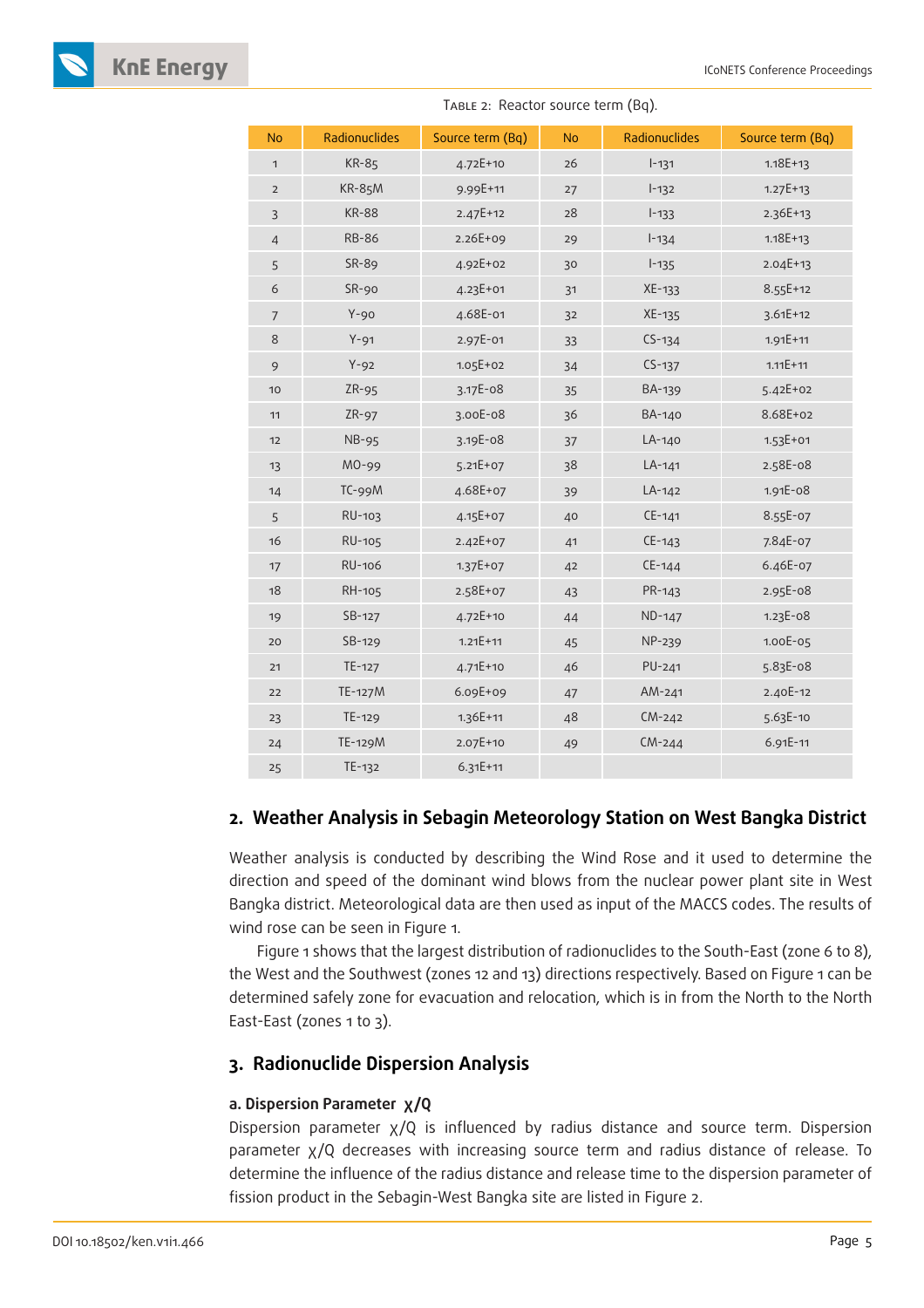Table 2: Reactor source term (Bq).

| No | Radionuclides | Source term (Bq) | No | Radionuclides | Source term (Bq) |
|---|---|---|---|---|---|
| 1 | KR-85 | 4.72E+10 | 26 | I-131 | 1.18E+13 |
| 2 | KR-85M | 9.99E+11 | 27 | I-132 | 1.27E+13 |
| 3 | KR-88 | 2.47E+12 | 28 | I-133 | 2.36E+13 |
| 4 | RB-86 | 2.26E+09 | 29 | I-134 | 1.18E+13 |
| 5 | SR-89 | 4.92E+02 | 30 | I-135 | 2.04E+13 |
| 6 | SR-90 | 4.23E+01 | 31 | XE-133 | 8.55E+12 |
| 7 | Y-90 | 4.68E-01 | 32 | XE-135 | 3.61E+12 |
| 8 | Y-91 | 2.97E-01 | 33 | CS-134 | 1.91E+11 |
| 9 | Y-92 | 1.05E+02 | 34 | CS-137 | 1.11E+11 |
| 10 | ZR-95 | 3.17E-08 | 35 | BA-139 | 5.42E+02 |
| 11 | ZR-97 | 3.00E-08 | 36 | BA-140 | 8.68E+02 |
| 12 | NB-95 | 3.19E-08 | 37 | LA-140 | 1.53E+01 |
| 13 | MO-99 | 5.21E+07 | 38 | LA-141 | 2.58E-08 |
| 14 | TC-99M | 4.68E+07 | 39 | LA-142 | 1.91E-08 |
| 5 | RU-103 | 4.15E+07 | 40 | CE-141 | 8.55E-07 |
| 16 | RU-105 | 2.42E+07 | 41 | CE-143 | 7.84E-07 |
| 17 | RU-106 | 1.37E+07 | 42 | CE-144 | 6.46E-07 |
| 18 | RH-105 | 2.58E+07 | 43 | PR-143 | 2.95E-08 |
| 19 | SB-127 | 4.72E+10 | 44 | ND-147 | 1.23E-08 |
| 20 | SB-129 | 1.21E+11 | 45 | NP-239 | 1.00E-05 |
| 21 | TE-127 | 4.71E+10 | 46 | PU-241 | 5.83E-08 |
| 22 | TE-127M | 6.09E+09 | 47 | AM-241 | 2.40E-12 |
| 23 | TE-129 | 1.36E+11 | 48 | CM-242 | 5.63E-10 |
| 24 | TE-129M | 2.07E+10 | 49 | CM-244 | 6.91E-11 |
| 25 | TE-132 | 6.31E+11 | | | |

## 2. Weather Analysis in Sebagin Meteorology Station on West Bangka District

Weather analysis is conducted by describing the Wind Rose and it used to determine the direction and speed of the dominant wind blows from the nuclear power plant site in West Bangka district. Meteorological data are then used as input of the MACCS codes. The results of wind rose can be seen in Figure 1.

Figure 1 shows that the largest distribution of radionuclides to the South-East (zone 6 to 8), the West and the Southwest (zones 12 and 13) directions respectively. Based on Figure 1 can be determined safely zone for evacuation and relocation, which is in from the North to the North East-East (zones 1 to 3).

## 3. Radionuclide Dispersion Analysis

### a. Dispersion Parameter $\chi/Q$

Dispersion parameter $\chi/Q$ is influenced by radius distance and source term. Dispersion parameter $\chi/Q$ decreases with increasing source term and radius distance of release. To determine the influence of the radius distance and release time to the dispersion parameter of fission product in the Sebagin-West Bangka site are listed in Figure 2.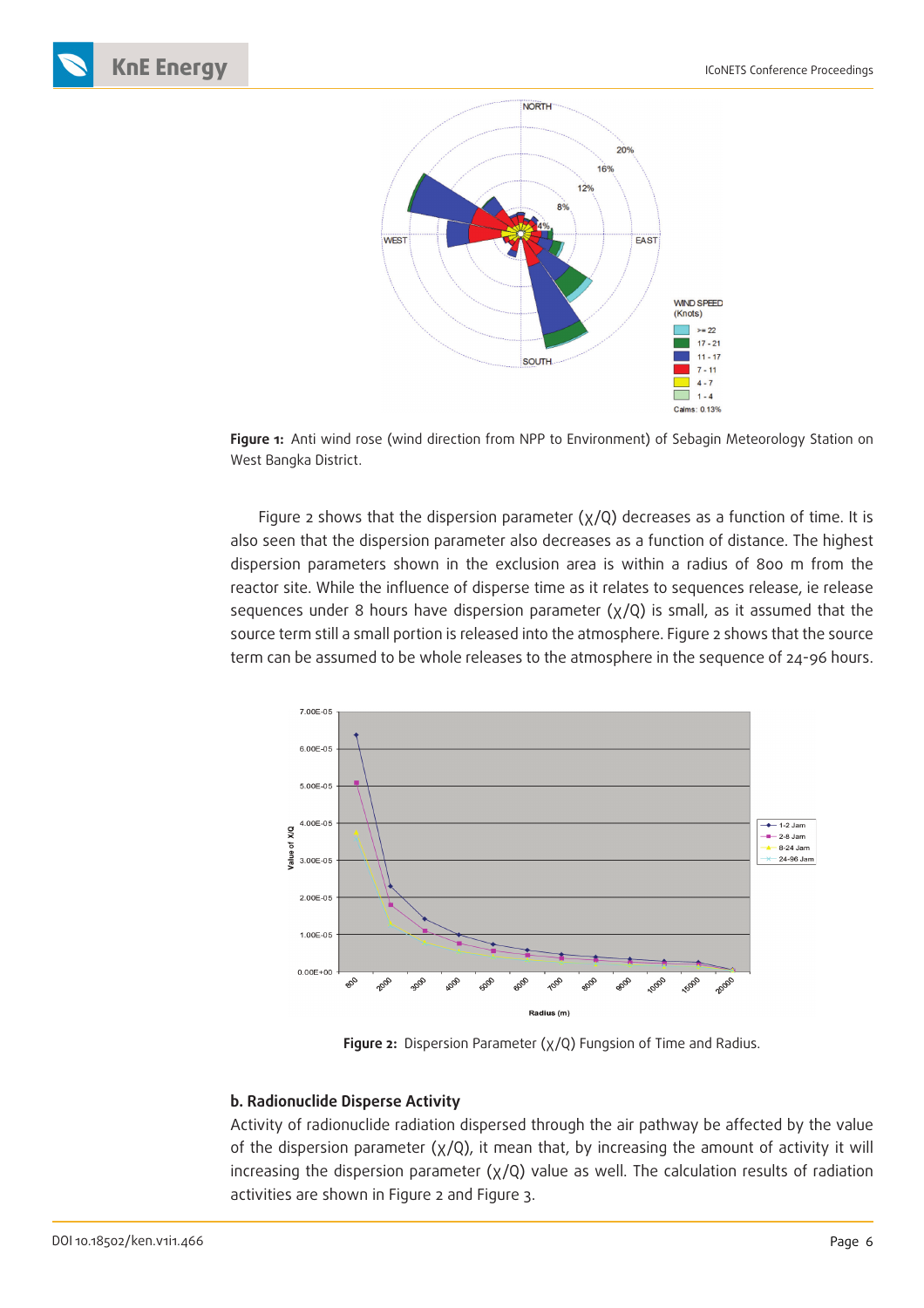**Figure 1:** Anti wind rose (wind direction from NPP to Environment) of Sebagin Meteorology Station on West Bangka District.

Figure 2 shows that the dispersion parameter (χ/Q) decreases as a function of time. It is also seen that the dispersion parameter also decreases as a function of distance. The highest dispersion parameters shown in the exclusion area is within a radius of 800 m from the reactor site. While the influence of disperse time as it relates to sequences release, ie release sequences under 8 hours have dispersion parameter (χ/Q) is small, as it assumed that the source term still a small portion is released into the atmosphere. Figure 2 shows that the source term can be assumed to be whole releases to the atmosphere in the sequence of 24-96 hours.

**Figure 2:** Dispersion Parameter (χ/Q) Fungsion of Time and Radius.

### b. Radionuclide Disperse Activity

Activity of radionuclide radiation dispersed through the air pathway be affected by the value of the dispersion parameter (χ/Q), it mean that, by increasing the amount of activity it will increasing the dispersion parameter (χ/Q) value as well. The calculation results of radiation activities are shown in Figure 2 and Figure 3.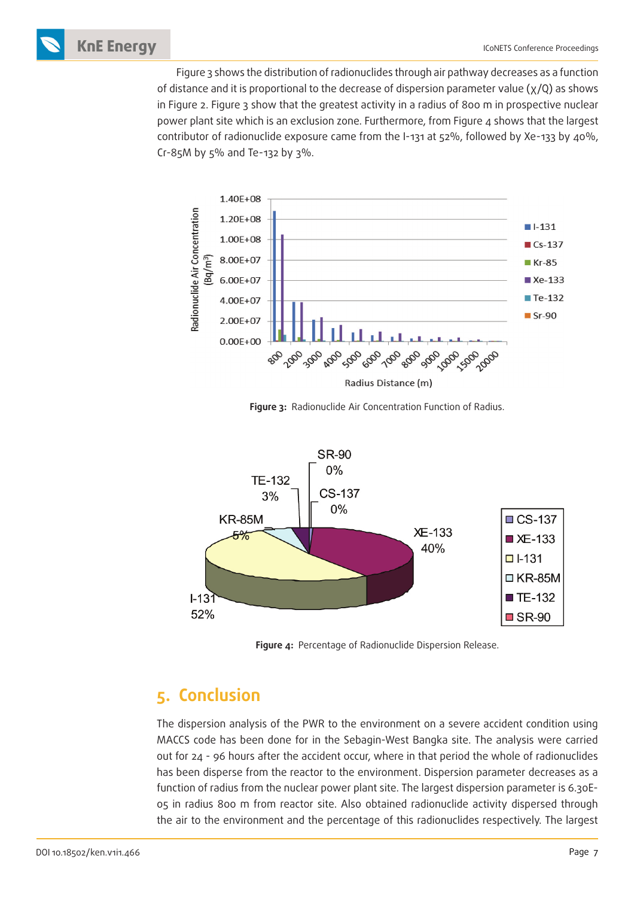Figure 3 shows the distribution of radionuclides through air pathway decreases as a function of distance and it is proportional to the decrease of dispersion parameter value (χ/Q) as shows in Figure 2. Figure 3 show that the greatest activity in a radius of 800 m in prospective nuclear power plant site which is an exclusion zone. Furthermore, from Figure 4 shows that the largest contributor of radionuclide exposure came from the I-131 at 52%, followed by Xe-133 by 40%, Cr-85M by 5% and Te-132 by 3%.

**Figure 3:** Radionuclide Air Concentration Function of Radius.

**Figure 4:** Percentage of Radionuclide Dispersion Release.

## 5. Conclusion

The dispersion analysis of the PWR to the environment on a severe accident condition using MACCS code has been done for in the Sebagin-West Bangka site. The analysis were carried out for 24 - 96 hours after the accident occur, where in that period the whole of radionuclides has been disperse from the reactor to the environment. Dispersion parameter decreases as a function of radius from the nuclear power plant site. The largest dispersion parameter is 6.30E-05 in radius 800 m from reactor site. Also obtained radionuclide activity dispersed through the air to the environment and the percentage of this radionuclides respectively. The largest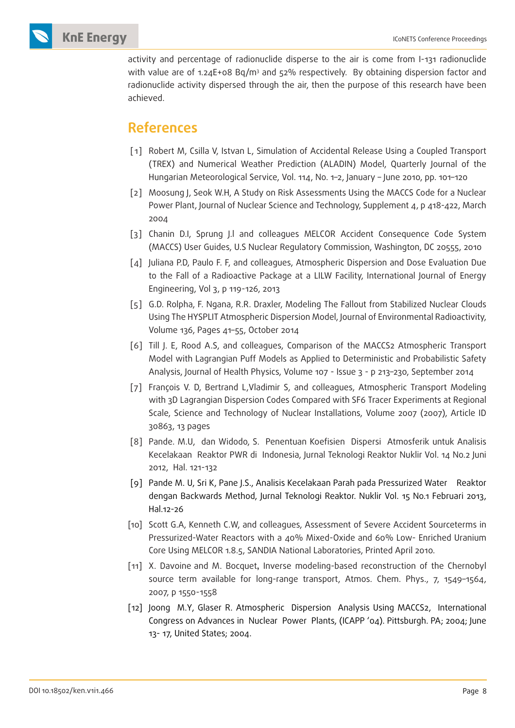activity and percentage of radionuclide disperse to the air is come from I-131 radionuclide with value are of 1.24E+08 $Bq/m^3$ and 52% respectively. By obtaining dispersion factor and radionuclide activity dispersed through the air, then the purpose of this research have been achieved.

## References

[1] Robert M, Csilla V, Istvan L, Simulation of Accidental Release Using a Coupled Transport (TREX) and Numerical Weather Prediction (ALADIN) Model, Quarterly Journal of the Hungarian Meteorological Service, Vol. 114, No. 1–2, January – June 2010, pp. 101–120

[2] Moosung J, Seok W.H, A Study on Risk Assessments Using the MACCS Code for a Nuclear Power Plant, Journal of Nuclear Science and Technology, Supplement 4, p 418-422, March 2004

[3] Chanin D.I, Sprung J.l and colleagues MELCOR Accident Consequence Code System (MACCS) User Guides, U.S Nuclear Regulatory Commission, Washington, DC 20555, 2010

[4] Juliana P.D, Paulo F. F, and colleagues, Atmospheric Dispersion and Dose Evaluation Due to the Fall of a Radioactive Package at a LILW Facility, International Journal of Energy Engineering, Vol 3, p 119-126, 2013

[5] G.D. Rolpha, F. Ngana, R.R. Draxler, Modeling The Fallout from Stabilized Nuclear Clouds Using The HYSPLIT Atmospheric Dispersion Model, Journal of Environmental Radioactivity, Volume 136, Pages 41–55, October 2014

[6] Till J. E, Rood A.S, and colleagues, Comparison of the MACCS2 Atmospheric Transport Model with Lagrangian Puff Models as Applied to Deterministic and Probabilistic Safety Analysis, Journal of Health Physics, Volume 107 - Issue 3 - p 213–230, September 2014

[7] François V. D, Bertrand L,Vladimir S, and colleagues, Atmospheric Transport Modeling with 3D Lagrangian Dispersion Codes Compared with SF6 Tracer Experiments at Regional Scale, Science and Technology of Nuclear Installations, Volume 2007 (2007), Article ID 30863, 13 pages

[8] Pande. M.U, dan Widodo, S. Penentuan Koefisien Dispersi Atmosferik untuk Analisis Kecelakaan Reaktor PWR di Indonesia, Jurnal Teknologi Reaktor Nuklir Vol. 14 No.2 Juni 2012, Hal. 121-132

[9] Pande M. U, Sri K, Pane J.S., Analisis Kecelakaan Parah pada Pressurized Water Reaktor dengan Backwards Method, Jurnal Teknologi Reaktor. Nuklir Vol. 15 No.1 Februari 2013, Hal.12-26

[10] Scott G.A, Kenneth C.W, and colleagues, Assessment of Severe Accident Sourceterms in Pressurized-Water Reactors with a 40% Mixed-Oxide and 60% Low- Enriched Uranium Core Using MELCOR 1.8.5, SANDIA National Laboratories, Printed April 2010.

[11] X. Davoine and M. Bocquet, Inverse modeling-based reconstruction of the Chernobyl source term available for long-range transport, Atmos. Chem. Phys., 7, 1549–1564, 2007, p 1550-1558

[12] Joong M.Y, Glaser R. Atmospheric Dispersion Analysis Using MACCS2, International Congress on Advances in Nuclear Power Plants, (ICAPP '04). Pittsburgh. PA; 2004; June 13- 17, United States; 2004.